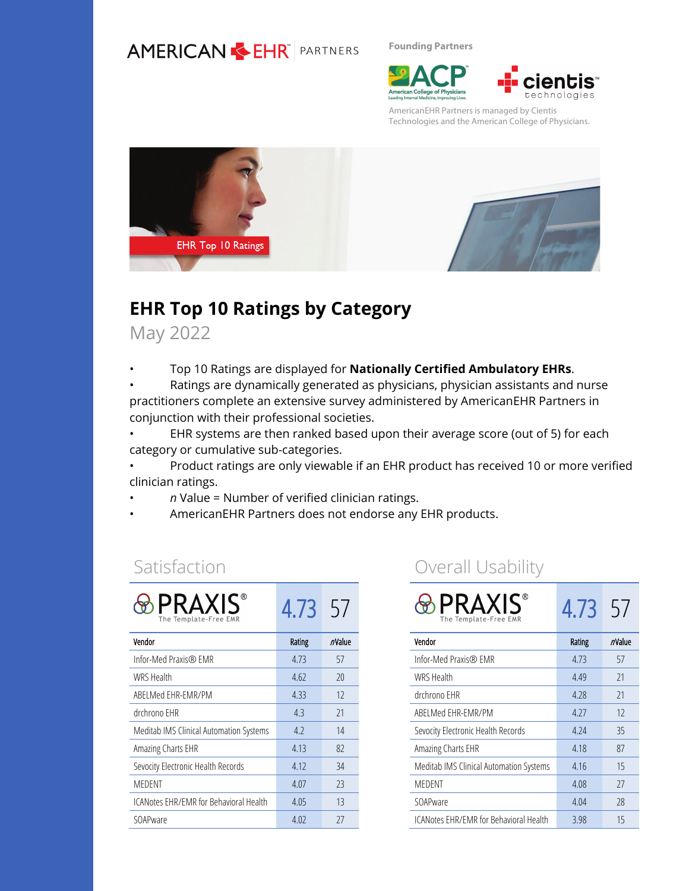AMERICAN EHR PARTNERS

Founding Partners

ACP American College of Physicians — cientis technologies

AmericanEHR Partners is managed by Cientis Technologies and the American College of Physicians.

EHR Top 10 Ratings

# EHR Top 10 Ratings by Category

May 2022

- Top 10 Ratings are displayed for **Nationally Certified Ambulatory EHRs**.
- Ratings are dynamically generated as physicians, physician assistants and nurse practitioners complete an extensive survey administered by AmericanEHR Partners in conjunction with their professional societies.
- EHR systems are then ranked based upon their average score (out of 5) for each category or cumulative sub-categories.
- Product ratings are only viewable if an EHR product has received 10 or more verified clinician ratings.
- *n* Value = Number of verified clinician ratings.
- AmericanEHR Partners does not endorse any EHR products.

## Satisfaction

PRAXIS® The Template-Free EMR — 4.73 — 57

| Vendor | Rating | *n*Value |
|---|---|---|
| Infor-Med Praxis® EMR | 4.73 | 57 |
| WRS Health | 4.62 | 20 |
| ABELMed EHR-EMR/PM | 4.33 | 12 |
| drchrono EHR | 4.3 | 21 |
| Meditab IMS Clinical Automation Systems | 4.2 | 14 |
| Amazing Charts EHR | 4.13 | 82 |
| Sevocity Electronic Health Records | 4.12 | 34 |
| MEDENT | 4.07 | 23 |
| ICANotes EHR/EMR for Behavioral Health | 4.05 | 13 |
| SOAPware | 4.02 | 27 |

## Overall Usability

PRAXIS® The Template-Free EMR — 4.73 — 57

| Vendor | Rating | *n*Value |
|---|---|---|
| Infor-Med Praxis® EMR | 4.73 | 57 |
| WRS Health | 4.49 | 21 |
| drchrono EHR | 4.28 | 21 |
| ABELMed EHR-EMR/PM | 4.27 | 12 |
| Sevocity Electronic Health Records | 4.24 | 35 |
| Amazing Charts EHR | 4.18 | 87 |
| Meditab IMS Clinical Automation Systems | 4.16 | 15 |
| MEDENT | 4.08 | 27 |
| SOAPware | 4.04 | 28 |
| ICANotes EHR/EMR for Behavioral Health | 3.98 | 15 |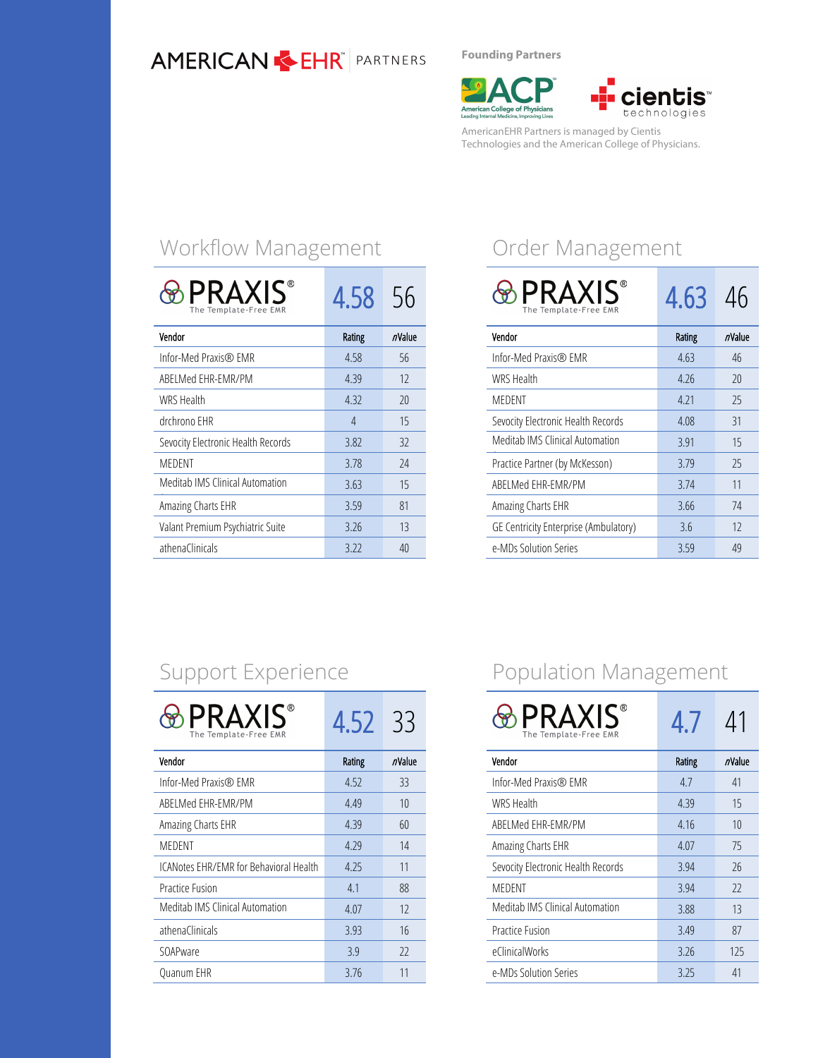AMERICAN EHR PARTNERS

Founding Partners

ACP American College of Physicians — Leading Internal Medicine, Improving Lives

cientis technologies

AmericanEHR Partners is managed by Cientis Technologies and the American College of Physicians.

## Workflow Management

| PRAXIS® The Template-Free EMR | 4.58 | 56 |
|---|---|---|
| **Vendor** | **Rating** | ***n*Value** |
| Infor-Med Praxis® EMR | 4.58 | 56 |
| ABELMed EHR-EMR/PM | 4.39 | 12 |
| WRS Health | 4.32 | 20 |
| drchrono EHR | 4 | 15 |
| Sevocity Electronic Health Records | 3.82 | 32 |
| MEDENT | 3.78 | 24 |
| Meditab IMS Clinical Automation | 3.63 | 15 |
| Amazing Charts EHR | 3.59 | 81 |
| Valant Premium Psychiatric Suite | 3.26 | 13 |
| athenaClinicals | 3.22 | 40 |

## Order Management

| PRAXIS® The Template-Free EMR | 4.63 | 46 |
|---|---|---|
| **Vendor** | **Rating** | ***n*Value** |
| Infor-Med Praxis® EMR | 4.63 | 46 |
| WRS Health | 4.26 | 20 |
| MEDENT | 4.21 | 25 |
| Sevocity Electronic Health Records | 4.08 | 31 |
| Meditab IMS Clinical Automation | 3.91 | 15 |
| Practice Partner (by McKesson) | 3.79 | 25 |
| ABELMed EHR-EMR/PM | 3.74 | 11 |
| Amazing Charts EHR | 3.66 | 74 |
| GE Centricity Enterprise (Ambulatory) | 3.6 | 12 |
| e-MDs Solution Series | 3.59 | 49 |

## Support Experience

| PRAXIS® The Template-Free EMR | 4.52 | 33 |
|---|---|---|
| **Vendor** | **Rating** | ***n*Value** |
| Infor-Med Praxis® EMR | 4.52 | 33 |
| ABELMed EHR-EMR/PM | 4.49 | 10 |
| Amazing Charts EHR | 4.39 | 60 |
| MEDENT | 4.29 | 14 |
| ICANotes EHR/EMR for Behavioral Health | 4.25 | 11 |
| Practice Fusion | 4.1 | 88 |
| Meditab IMS Clinical Automation | 4.07 | 12 |
| athenaClinicals | 3.93 | 16 |
| SOAPware | 3.9 | 22 |
| Quanum EHR | 3.76 | 11 |

## Population Management

| PRAXIS® The Template-Free EMR | 4.7 | 41 |
|---|---|---|
| **Vendor** | **Rating** | ***n*Value** |
| Infor-Med Praxis® EMR | 4.7 | 41 |
| WRS Health | 4.39 | 15 |
| ABELMed EHR-EMR/PM | 4.16 | 10 |
| Amazing Charts EHR | 4.07 | 75 |
| Sevocity Electronic Health Records | 3.94 | 26 |
| MEDENT | 3.94 | 22 |
| Meditab IMS Clinical Automation | 3.88 | 13 |
| Practice Fusion | 3.49 | 87 |
| eClinicalWorks | 3.26 | 125 |
| e-MDs Solution Series | 3.25 | 41 |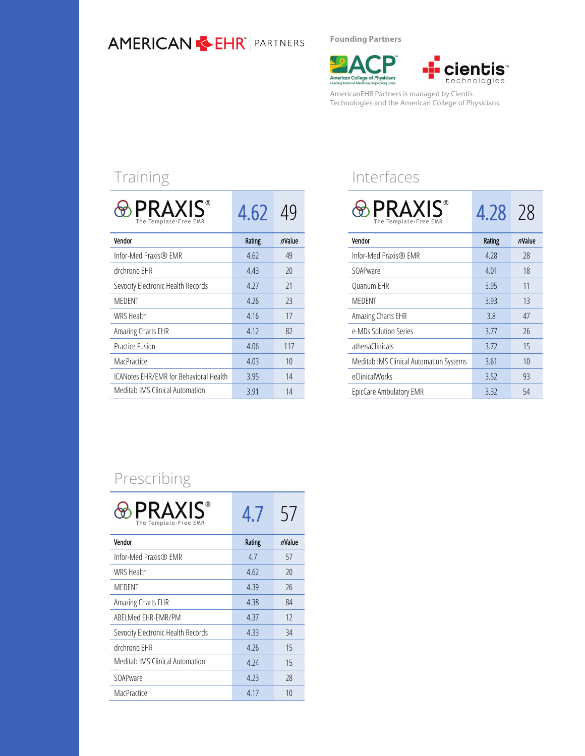AMERICAN EHR™ PARTNERS

Founding Partners

ACP American College of Physicians Leading Internal Medicine, Improving Lives

cientis™ technologies

AmericanEHR Partners is managed by Cientis Technologies and the American College of Physicians.

## Training

| PRAXIS® The Template-Free EMR | 4.62 | 49 |
|---|---|---|
| Vendor | Rating | nValue |
| Infor-Med Praxis® EMR | 4.62 | 49 |
| drchrono EHR | 4.43 | 20 |
| Sevocity Electronic Health Records | 4.27 | 21 |
| MEDENT | 4.26 | 23 |
| WRS Health | 4.16 | 17 |
| Amazing Charts EHR | 4.12 | 82 |
| Practice Fusion | 4.06 | 117 |
| MacPractice | 4.03 | 10 |
| ICANotes EHR/EMR for Behavioral Health | 3.95 | 14 |
| Meditab IMS Clinical Automation | 3.91 | 14 |

## Interfaces

| PRAXIS® The Template-Free EMR | 4.28 | 28 |
|---|---|---|
| Vendor | Rating | nValue |
| Infor-Med Praxis® EMR | 4.28 | 28 |
| SOAPware | 4.01 | 18 |
| Quanum EHR | 3.95 | 11 |
| MEDENT | 3.93 | 13 |
| Amazing Charts EHR | 3.8 | 47 |
| e-MDs Solution Series | 3.77 | 26 |
| athenaClinicals | 3.72 | 15 |
| Meditab IMS Clinical Automation Systems | 3.61 | 10 |
| eClinicalWorks | 3.52 | 93 |
| EpicCare Ambulatory EMR | 3.32 | 54 |

## Prescribing

| PRAXIS® The Template-Free EMR | 4.7 | 57 |
|---|---|---|
| Vendor | Rating | nValue |
| Infor-Med Praxis® EMR | 4.7 | 57 |
| WRS Health | 4.62 | 20 |
| MEDENT | 4.39 | 26 |
| Amazing Charts EHR | 4.38 | 84 |
| ABELMed EHR-EMR/PM | 4.37 | 12 |
| Sevocity Electronic Health Records | 4.33 | 34 |
| drchrono EHR | 4.26 | 15 |
| Meditab IMS Clinical Automation | 4.24 | 15 |
| SOAPware | 4.23 | 28 |
| MacPractice | 4.17 | 10 |